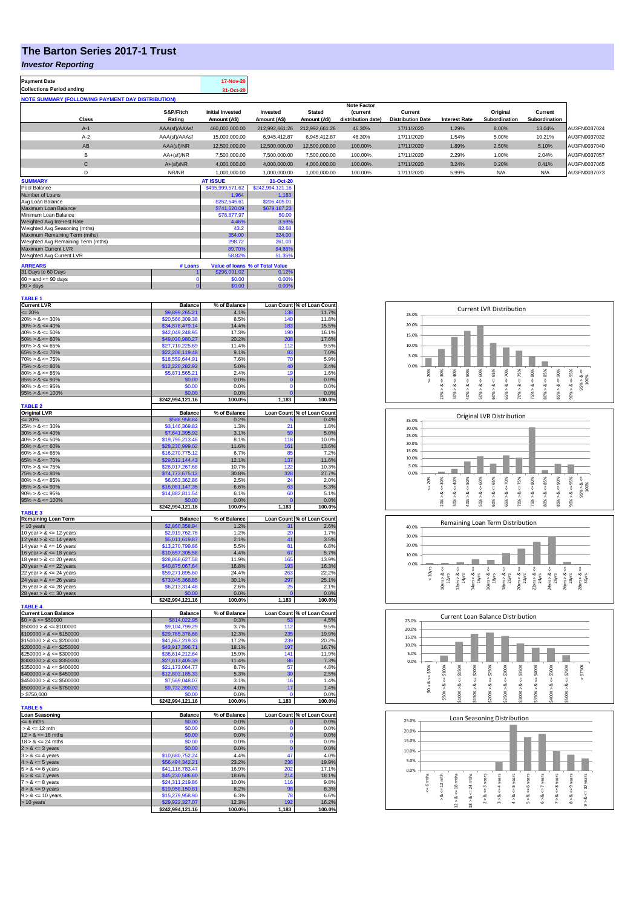# The Barton Series 2017-1 Trust

## *Investor Reporting*

| | |
|---|---|
| **Payment Date** | 17-Nov-20 |
| **Collections Period ending** | 31-Oct-20 |

**NOTE SUMMARY (FOLLOWING PAYMENT DAY DISTRIBUTION)**

| Class | S&P/Fitch Rating | Initial Invested Amount (A$) | Invested Amount (A$) | Stated Amount (A$) | Note Factor (current distribution date) | Current Distribution Date | Interest Rate | Original Subordination | Current Subordination | |
|---|---|---|---|---|---|---|---|---|---|---|
| A-1 | AAA(sf)/AAAsf | 460,000,000.00 | 212,992,661.26 | 212,992,661.26 | 46.30% | 17/11/2020 | 1.29% | 8.00% | 13.04% | AU3FN0037024 |
| A-2 | AAA(sf)/AAAsf | 15,000,000.00 | 6,945,412.87 | 6,945,412.87 | 46.30% | 17/11/2020 | 1.54% | 5.00% | 10.21% | AU3FN0037032 |
| AB | AAA(sf)/NR | 12,500,000.00 | 12,500,000.00 | 12,500,000.00 | 100.00% | 17/11/2020 | 1.89% | 2.50% | 5.10% | AU3FN0037040 |
| B | AA+(sf)/NR | 7,500,000.00 | 7,500,000.00 | 7,500,000.00 | 100.00% | 17/11/2020 | 2.29% | 1.00% | 2.04% | AU3FN0037057 |
| C | A+(sf)/NR | 4,000,000.00 | 4,000,000.00 | 4,000,000.00 | 100.00% | 17/11/2020 | 3.24% | 0.20% | 0.41% | AU3FN0037065 |
| D | NR/NR | 1,000,000.00 | 1,000,000.00 | 1,000,000.00 | 100.00% | 17/11/2020 | 5.99% | N/A | N/A | AU3FN0037073 |

| SUMMARY | AT ISSUE | 31-Oct-20 |
|---|---|---|
| Pool Balance | $495,999,571.62 | $242,994,121.16 |
| Number of Loans | 1,964 | 1,183 |
| Avg Loan Balance | $252,545.61 | $205,405.01 |
| Maximum Loan Balance | $741,620.09 | $679,187.23 |
| Minimum Loan Balance | $78,877.97 | $0.00 |
| Weighted Avg Interest Rate | 4.46% | 3.59% |
| Weighted Avg Seasoning (mths) | 43.2 | 82.68 |
| Maximum Remaining Term (mths) | 354.00 | 324.00 |
| Weighted Avg Remaining Term (mths) | 298.72 | 261.03 |
| Maximum Current LVR | 89.70% | 84.86% |
| Weighted Avg Current LVR | 58.82% | 51.35% |

| ARREARS | # Loans | Value of loans | % of Total Value |
|---|---|---|---|
| 31 Days to 60 Days | 1 | $296,091.02 | 0.12% |
| 60 > and <= 90 days | 0 | $0.00 | 0.00% |
| 90 > days | 0 | $0.00 | 0.00% |

**TABLE 1**

| Current LVR | Balance | % of Balance | Loan Count | % of Loan Count |
|---|---|---|---|---|
| <= 20% | $9,899,265.21 | 4.1% | 138 | 11.7% |
| 20% > & <= 30% | $20,566,309.38 | 8.5% | 140 | 11.8% |
| 30% > & <= 40% | $34,878,479.14 | 14.4% | 183 | 15.5% |
| 40% > & <= 50% | $42,049,248.95 | 17.3% | 190 | 16.1% |
| 50% > & <= 60% | $49,030,980.27 | 20.2% | 208 | 17.6% |
| 60% > & <= 65% | $27,710,225.69 | 11.4% | 112 | 9.5% |
| 65% > & <= 70% | $22,208,119.48 | 9.1% | 83 | 7.0% |
| 70% > & <= 75% | $18,559,644.91 | 7.6% | 70 | 5.9% |
| 75% > & <= 80% | $12,220,282.92 | 5.0% | 40 | 3.4% |
| 80% > & <= 85% | $5,871,565.21 | 2.4% | 19 | 1.6% |
| 85% > & <= 90% | $0.00 | 0.0% | 0 | 0.0% |
| 90% > & <= 95% | $0.00 | 0.0% | 0 | 0.0% |
| 95% > & <= 100% | $0.00 | 0.0% | 0 | 0.0% |
| | $242,994,121.16 | 100.0% | 1,183 | 100.0% |

**TABLE 2**

| Original LVR | Balance | % of Balance | Loan Count | % of Loan Count |
|---|---|---|---|---|
| <= 20% | $588,958.84 | 0.2% | 5 | 0.4% |
| 25% > & <= 30% | $3,146,369.82 | 1.3% | 21 | 1.8% |
| 30% > & <= 40% | $7,641,395.92 | 3.1% | 59 | 5.0% |
| 40% > & <= 50% | $19,795,213.46 | 8.1% | 118 | 10.0% |
| 50% > & <= 60% | $28,230,999.02 | 11.6% | 161 | 13.6% |
| 60% > & <= 65% | $16,270,775.12 | 6.7% | 85 | 7.2% |
| 65% > & <= 70% | $29,512,144.43 | 12.1% | 137 | 11.6% |
| 70% > & <= 75% | $26,017,267.68 | 10.7% | 122 | 10.3% |
| 75% > & <= 80% | $74,773,675.12 | 30.8% | 328 | 27.7% |
| 80% > & <= 85% | $6,053,362.86 | 2.5% | 24 | 2.0% |
| 85% > & <= 90% | $16,081,147.35 | 6.6% | 63 | 5.3% |
| 90% > & <= 95% | $14,882,811.54 | 6.1% | 60 | 5.1% |
| 95% > & <= 100% | $0.00 | 0.0% | 0 | 0.0% |
| | $242,994,121.16 | 100.0% | 1,183 | 100.0% |

**TABLE 3**

| Remaining Loan Term | Balance | % of Balance | Loan Count | % of Loan Count |
|---|---|---|---|---|
| < 10 years | $2,860,358.94 | 1.2% | 31 | 2.6% |
| 10 year > & <= 12 years | $2,919,762.76 | 1.2% | 20 | 1.7% |
| 12 year > & <= 14 years | $5,011,619.87 | 2.1% | 41 | 3.5% |
| 14 year > & <= 16 years | $13,270,799.86 | 5.5% | 81 | 6.8% |
| 16 year > & <= 18 years | $10,657,305.58 | 4.4% | 67 | 5.7% |
| 18 year > & <= 20 years | $28,868,627.58 | 11.9% | 165 | 13.9% |
| 20 year > & <= 22 years | $40,875,067.64 | 16.8% | 193 | 16.3% |
| 22 year > & <= 24 years | $59,271,895.60 | 24.4% | 263 | 22.2% |
| 24 year > & <= 26 years | $73,045,368.85 | 30.1% | 297 | 25.1% |
| 26 year > & <= 28 years | $6,213,314.48 | 2.6% | 25 | 2.1% |
| 28 year > & <= 30 years | $0.00 | 0.0% | 0 | 0.0% |
| | $242,994,121.16 | 100.0% | 1,183 | 100.0% |

**TABLE 4**

| Current Loan Balance | Balance | % of Balance | Loan Count | % of Loan Count |
|---|---|---|---|---|
| $0 > & <= $50000 | $814,022.95 | 0.3% | 53 | 4.5% |
| $50000 > & <= $100000 | $9,104,799.29 | 3.7% | 112 | 9.5% |
| $100000 > & <= $150000 | $29,785,376.66 | 12.3% | 235 | 19.9% |
| $150000 > & <= $200000 | $41,867,219.33 | 17.2% | 239 | 20.2% |
| $200000 > & <= $250000 | $43,937,396.71 | 18.1% | 197 | 16.7% |
| $250000 > & <= $300000 | $38,614,212.64 | 15.9% | 141 | 11.9% |
| $300000 > & <= $350000 | $27,613,405.39 | 11.4% | 86 | 7.3% |
| $350000 > & <= $400000 | $21,173,064.77 | 8.7% | 57 | 4.8% |
| $400000 > & <= $450000 | $12,803,185.33 | 5.3% | 30 | 2.5% |
| $450000 > & <= $500000 | $7,569,048.07 | 3.1% | 16 | 1.4% |
| $500000 > & <= $750000 | $9,732,390.02 | 4.0% | 17 | 1.4% |
| > $750,000 | $0.00 | 0.0% | 0 | 0.0% |
| | $242,994,121.16 | 100.0% | 1,183 | 100.0% |

**TABLE 5**

| Loan Seasoning | Balance | % of Balance | Loan Count | % of Loan Count |
|---|---|---|---|---|
| <= 6 mths | $0.00 | 0.0% | 0 | 0.0% |
| > & <= 12 mth | $0.00 | 0.0% | 0 | 0.0% |
| 12 > & <= 18 mths | $0.00 | 0.0% | 0 | 0.0% |
| 18 > & <= 24 mths | $0.00 | 0.0% | 0 | 0.0% |
| 2 > & <= 3 years | $0.00 | 0.0% | 0 | 0.0% |
| 3 > & <= 4 years | $10,680,752.24 | 4.4% | 47 | 4.0% |
| 4 > & <= 5 years | $56,494,342.21 | 23.2% | 236 | 19.9% |
| 5 > & <= 6 years | $41,116,783.47 | 16.9% | 202 | 17.1% |
| 6 > & <= 7 years | $45,230,586.60 | 18.6% | 214 | 18.1% |
| 7 > & <= 8 years | $24,311,219.86 | 10.0% | 116 | 9.8% |
| 8 > & <= 9 years | $19,958,150.81 | 8.2% | 98 | 8.3% |
| 9 > & <= 10 years | $15,279,958.90 | 6.3% | 78 | 6.6% |
| > 10 years | $29,922,327.07 | 12.3% | 192 | 16.2% |
| | $242,994,121.16 | 100.0% | 1,183 | 100.0% |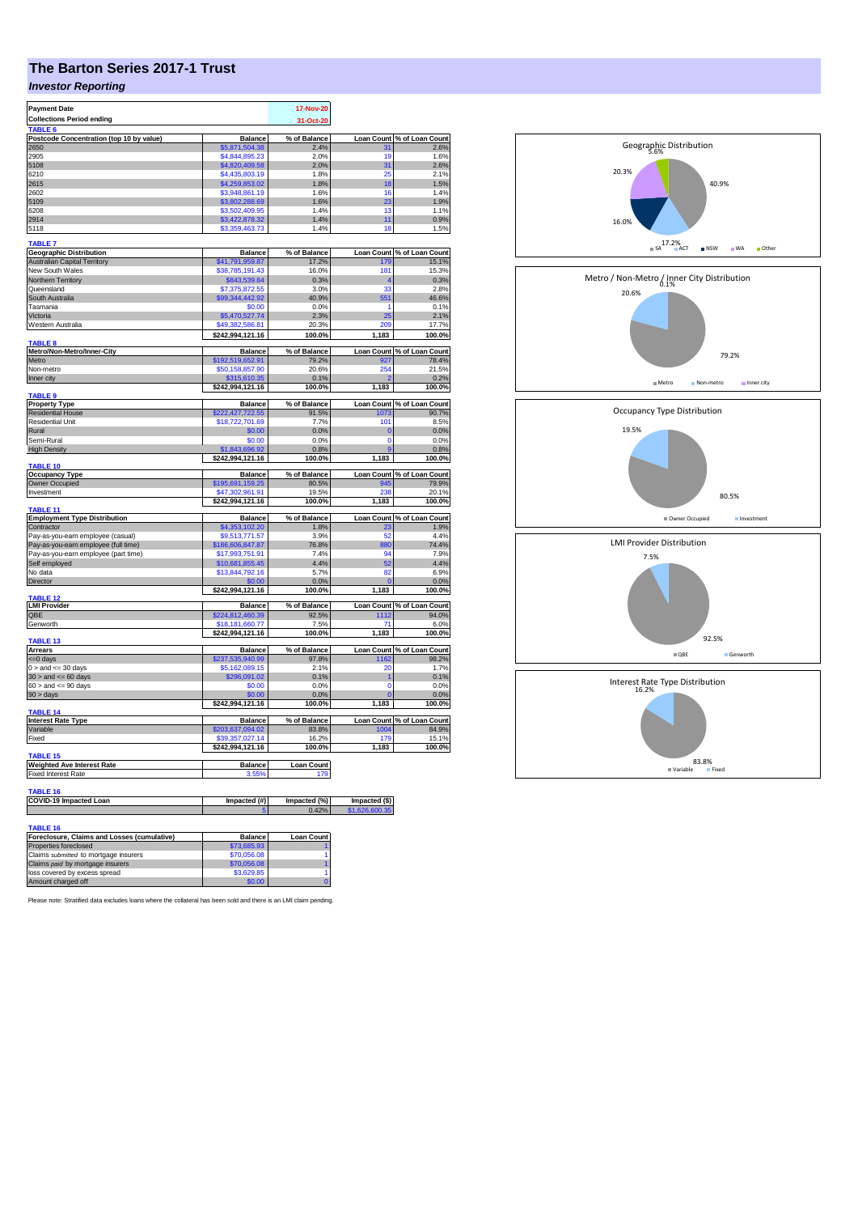# The Barton Series 2017-1 Trust

## *Investor Reporting*

| Payment Date | 17-Nov-20 |
|---|---|
| Collections Period ending | 31-Oct-20 |

**TABLE 6**

| Postcode Concentration (top 10 by value) | Balance | % of Balance | Loan Count | % of Loan Count |
|---|---|---|---|---|
| 2650 | $5,871,504.38 | 2.4% | 31 | 2.6% |
| 2905 | $4,844,895.23 | 2.0% | 19 | 1.6% |
| 5108 | $4,820,409.58 | 2.0% | 31 | 2.6% |
| 6210 | $4,435,803.19 | 1.8% | 25 | 2.1% |
| 2615 | $4,259,853.02 | 1.8% | 18 | 1.5% |
| 2602 | $3,948,861.19 | 1.6% | 16 | 1.4% |
| 5109 | $3,802,288.69 | 1.6% | 23 | 1.9% |
| 6208 | $3,502,409.95 | 1.4% | 13 | 1.1% |
| 2914 | $3,422,878.32 | 1.4% | 11 | 0.9% |
| 5118 | $3,359,463.73 | 1.4% | 18 | 1.5% |

**TABLE 7**

| Geographic Distribution | Balance | % of Balance | Loan Count | % of Loan Count |
|---|---|---|---|---|
| Australian Capital Territory | $41,791,959.87 | 17.2% | 179 | 15.1% |
| New South Wales | $38,785,191.43 | 16.0% | 181 | 15.3% |
| Northern Territory | $843,539.84 | 0.3% | 4 | 0.3% |
| Queensland | $7,375,872.55 | 3.0% | 33 | 2.8% |
| South Australia | $99,344,442.92 | 40.9% | 551 | 46.6% |
| Tasmania | $0.00 | 0.0% | 1 | 0.1% |
| Victoria | $5,470,527.74 | 2.3% | 25 | 2.1% |
| Western Australia | $49,382,586.81 | 20.3% | 209 | 17.7% |
| | $242,994,121.16 | 100.0% | 1,183 | 100.0% |

**TABLE 8**

| Metro/Non-Metro/Inner-City | Balance | % of Balance | Loan Count | % of Loan Count |
|---|---|---|---|---|
| Metro | $192,519,652.91 | 79.2% | 927 | 78.4% |
| Non-metro | $50,158,857.90 | 20.6% | 254 | 21.5% |
| Inner city | $315,610.35 | 0.1% | 2 | 0.2% |
| | $242,994,121.16 | 100.0% | 1,183 | 100.0% |

**TABLE 9**

| Property Type | Balance | % of Balance | Loan Count | % of Loan Count |
|---|---|---|---|---|
| Residential House | $222,427,722.55 | 91.5% | 1073 | 90.7% |
| Residential Unit | $18,722,701.69 | 7.7% | 101 | 8.5% |
| Rural | $0.00 | 0.0% | 0 | 0.0% |
| Semi-Rural | $0.00 | 0.0% | 0 | 0.0% |
| High Density | $1,843,696.92 | 0.8% | 9 | 0.8% |
| | $242,994,121.16 | 100.0% | 1,183 | 100.0% |

**TABLE 10**

| Occupancy Type | Balance | % of Balance | Loan Count | % of Loan Count |
|---|---|---|---|---|
| Owner Occupied | $195,691,159.25 | 80.5% | 945 | 79.9% |
| Investment | $47,302,961.91 | 19.5% | 238 | 20.1% |
| | $242,994,121.16 | 100.0% | 1,183 | 100.0% |

**TABLE 11**

| Employment Type Distribution | Balance | % of Balance | Loan Count | % of Loan Count |
|---|---|---|---|---|
| Contractor | $4,353,102.20 | 1.8% | 23 | 1.9% |
| Pay-as-you-earn employee (casual) | $9,513,771.57 | 3.9% | 52 | 4.4% |
| Pay-as-you-earn employee (full time) | $186,606,847.87 | 76.8% | 880 | 74.4% |
| Pay-as-you-earn employee (part time) | $17,993,751.91 | 7.4% | 94 | 7.9% |
| Self employed | $10,681,855.45 | 4.4% | 52 | 4.4% |
| No data | $13,844,792.16 | 5.7% | 82 | 6.9% |
| Director | $0.00 | 0.0% | 0 | 0.0% |
| | $242,994,121.16 | 100.0% | 1,183 | 100.0% |

**TABLE 12**

| LMI Provider | Balance | % of Balance | Loan Count | % of Loan Count |
|---|---|---|---|---|
| QBE | $224,812,460.39 | 92.5% | 1112 | 94.0% |
| Genworth | $18,181,660.77 | 7.5% | 71 | 6.0% |
| | $242,994,121.16 | 100.0% | 1,183 | 100.0% |

**TABLE 13**

| Arrears | Balance | % of Balance | Loan Count | % of Loan Count |
|---|---|---|---|---|
| <=0 days | $237,535,940.99 | 97.8% | 1162 | 98.2% |
| 0 > and <= 30 days | $5,162,089.15 | 2.1% | 20 | 1.7% |
| 30 > and <= 60 days | $296,091.02 | 0.1% | 1 | 0.1% |
| 60 > and <= 90 days | $0.00 | 0.0% | 0 | 0.0% |
| 90 > days | $0.00 | 0.0% | 0 | 0.0% |
| | $242,994,121.16 | 100.0% | 1,183 | 100.0% |

**TABLE 14**

| Interest Rate Type | Balance | % of Balance | Loan Count | % of Loan Count |
|---|---|---|---|---|
| Variable | $203,637,094.02 | 83.8% | 1004 | 84.9% |
| Fixed | $39,357,027.14 | 16.2% | 179 | 15.1% |
| | $242,994,121.16 | 100.0% | 1,183 | 100.0% |

**TABLE 15**

| Weighted Ave Interest Rate | Balance | Loan Count |
|---|---|---|
| Fixed Interest Rate | 3.55% | 179 |

**TABLE 16**

| COVID-19 Impacted Loan | Impacted (#) | Impacted (%) | Impacted ($) |
|---|---|---|---|
| | 5 | 0.42% | $1,626,600.35 |

**TABLE 16**

| Foreclosure, Claims and Losses (cumulative) | Balance | Loan Count |
|---|---|---|
| Properties foreclosed | $73,685.93 | 1 |
| Claims *submitted* to mortgage insurers | $70,056.08 | 1 |
| Claims *paid* by mortgage insurers | $70,056.08 | 1 |
| loss covered by excess spread | $3,629.85 | 1 |
| Amount charged off | $0.00 | 0 |

Please note: Stratified data excludes loans where the collateral has been sold and there is an LMI claim pending.

**Geographic Distribution**

| SA | ACT | NSW | WA | Other |
|---|---|---|---|---|
| 40.9% | 17.2% | 16.0% | 20.3% | 5.6% |

**Metro / Non-Metro / Inner City Distribution**

| Metro | Non-metro | Inner city |
|---|---|---|
| 79.2% | 20.6% | 0.1% |

**Occupancy Type Distribution**

| Owner Occupied | Investment |
|---|---|
| 80.5% | 19.5% |

**LMI Provider Distribution**

| QBE | Genworth |
|---|---|
| 92.5% | 7.5% |

**Interest Rate Type Distribution**

| Variable | Fixed |
|---|---|
| 83.8% | 16.2% |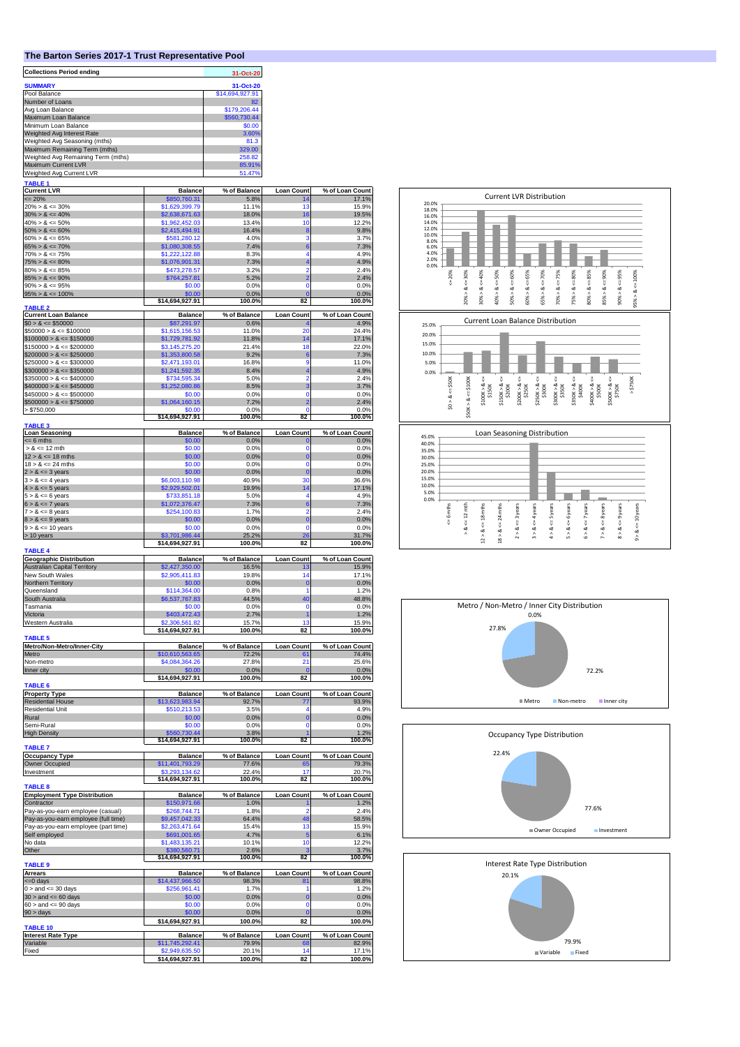# The Barton Series 2017-1 Trust Representative Pool

| | |
|---|---|
| Collections Period ending | 31-Oct-20 |

| SUMMARY | 31-Oct-20 |
|---|---|
| Pool Balance | $14,694,927.91 |
| Number of Loans | 82 |
| Avg Loan Balance | $179,206.44 |
| Maximum Loan Balance | $560,730.44 |
| Minimum Loan Balance | $0.00 |
| Weighted Avg Interest Rate | 3.60% |
| Weighted Avg Seasoning (mths) | 81.3 |
| Maximum Remaining Term (mths) | 329.00 |
| Weighted Avg Remaining Term (mths) | 258.82 |
| Maximum Current LVR | 85.91% |
| Weighted Avg Current LVR | 51.47% |

TABLE 1

| Current LVR | Balance | % of Balance | Loan Count | % of Loan Count |
|---|---|---|---|---|
| <= 20% | $850,760.31 | 5.8% | 14 | 17.1% |
| 20% > & <= 30% | $1,629,399.79 | 11.1% | 13 | 15.9% |
| 30% > & <= 40% | $2,638,671.63 | 18.0% | 16 | 19.5% |
| 40% > & <= 50% | $1,962,452.03 | 13.4% | 10 | 12.2% |
| 50% > & <= 60% | $2,415,494.91 | 16.4% | 8 | 9.8% |
| 60% > & <= 65% | $581,280.12 | 4.0% | 3 | 3.7% |
| 65% > & <= 70% | $1,080,308.55 | 7.4% | 6 | 7.3% |
| 70% > & <= 75% | $1,222,122.88 | 8.3% | 4 | 4.9% |
| 75% > & <= 80% | $1,076,901.31 | 7.3% | 4 | 4.9% |
| 80% > & <= 85% | $473,278.57 | 3.2% | 2 | 2.4% |
| 85% > & <= 90% | $764,257.81 | 5.2% | 2 | 2.4% |
| 90% > & <= 95% | $0.00 | 0.0% | 0 | 0.0% |
| 95% > & <= 100% | $0.00 | 0.0% | 0 | 0.0% |
| | $14,694,927.91 | 100.0% | 82 | 100.0% |

TABLE 2

| Current Loan Balance | Balance | % of Balance | Loan Count | % of Loan Count |
|---|---|---|---|---|
| $0 > & <= $50000 | $87,291.97 | 0.6% | 4 | 4.9% |
| $50000 > & <= $100000 | $1,615,156.53 | 11.0% | 20 | 24.4% |
| $100000 > & <= $150000 | $1,729,781.92 | 11.8% | 14 | 17.1% |
| $150000 > & <= $200000 | $3,145,275.20 | 21.4% | 18 | 22.0% |
| $200000 > & <= $250000 | $1,353,800.58 | 9.2% | 6 | 7.3% |
| $250000 > & <= $300000 | $2,471,193.01 | 16.8% | 9 | 11.0% |
| $300000 > & <= $350000 | $1,241,592.35 | 8.4% | 4 | 4.9% |
| $350000 > & <= $400000 | $734,595.34 | 5.0% | 2 | 2.4% |
| $400000 > & <= $450000 | $1,252,080.86 | 8.5% | 3 | 3.7% |
| $450000 > & <= $500000 | $0.00 | 0.0% | 0 | 0.0% |
| $500000 > & <= $750000 | $1,064,160.15 | 7.2% | 2 | 2.4% |
| > $750,000 | $0.00 | 0.0% | 0 | 0.0% |
| | $14,694,927.91 | 100.0% | 82 | 100.0% |

TABLE 3

| Loan Seasoning | Balance | % of Balance | Loan Count | % of Loan Count |
|---|---|---|---|---|
| <= 6 mths | $0.00 | 0.0% | 0 | 0.0% |
| > & <= 12 mth | $0.00 | 0.0% | 0 | 0.0% |
| 12 > & <= 18 mths | $0.00 | 0.0% | 0 | 0.0% |
| 18 > & <= 24 mths | $0.00 | 0.0% | 0 | 0.0% |
| 2 > & <= 3 years | $0.00 | 0.0% | 0 | 0.0% |
| 3 > & <= 4 years | $6,003,110.98 | 40.9% | 30 | 36.6% |
| 4 > & <= 5 years | $2,929,502.01 | 19.9% | 14 | 17.1% |
| 5 > & <= 6 years | $733,851.18 | 5.0% | 4 | 4.9% |
| 6 > & <= 7 years | $1,072,376.47 | 7.3% | 6 | 7.3% |
| 7 > & <= 8 years | $254,100.83 | 1.7% | 2 | 2.4% |
| 8 > & <= 9 years | $0.00 | 0.0% | 0 | 0.0% |
| 9 > & <= 10 years | $0.00 | 0.0% | 0 | 0.0% |
| > 10 years | $3,701,986.44 | 25.2% | 26 | 31.7% |
| | $14,694,927.91 | 100.0% | 82 | 100.0% |

TABLE 4

| Geographic Distribution | Balance | % of Balance | Loan Count | % of Loan Count |
|---|---|---|---|---|
| Australian Capital Territory | $2,427,350.00 | 16.5% | 13 | 15.9% |
| New South Wales | $2,905,411.83 | 19.8% | 14 | 17.1% |
| Northern Territory | $0.00 | 0.0% | 0 | 0.0% |
| Queensland | $114,364.00 | 0.8% | 1 | 1.2% |
| South Australia | $6,537,767.83 | 44.5% | 40 | 48.8% |
| Tasmania | $0.00 | 0.0% | 0 | 0.0% |
| Victoria | $403,472.43 | 2.7% | 1 | 1.2% |
| Western Australia | $2,306,561.82 | 15.7% | 13 | 15.9% |
| | $14,694,927.91 | 100.0% | 82 | 100.0% |

TABLE 5

| Metro/Non-Metro/Inner-City | Balance | % of Balance | Loan Count | % of Loan Count |
|---|---|---|---|---|
| Metro | $10,610,563.65 | 72.2% | 61 | 74.4% |
| Non-metro | $4,084,364.26 | 27.8% | 21 | 25.6% |
| Inner city | $0.00 | 0.0% | 0 | 0.0% |
| | $14,694,927.91 | 100.0% | 82 | 100.0% |

TABLE 6

| Property Type | Balance | % of Balance | Loan Count | % of Loan Count |
|---|---|---|---|---|
| Residential House | $13,623,983.94 | 92.7% | 77 | 93.9% |
| Residential Unit | $510,213.53 | 3.5% | 4 | 4.9% |
| Rural | $0.00 | 0.0% | 0 | 0.0% |
| Semi-Rural | $0.00 | 0.0% | 0 | 0.0% |
| High Density | $560,730.44 | 3.8% | 1 | 1.2% |
| | $14,694,927.91 | 100.0% | 82 | 100.0% |

TABLE 7

| Occupancy Type | Balance | % of Balance | Loan Count | % of Loan Count |
|---|---|---|---|---|
| Owner Occupied | $11,401,793.29 | 77.6% | 65 | 79.3% |
| Investment | $3,293,134.62 | 22.4% | 17 | 20.7% |
| | $14,694,927.91 | 100.0% | 82 | 100.0% |

TABLE 8

| Employment Type Distribution | Balance | % of Balance | Loan Count | % of Loan Count |
|---|---|---|---|---|
| Contractor | $150,971.66 | 1.0% | 1 | 1.2% |
| Pay-as-you-earn employee (casual) | $268,744.71 | 1.8% | 2 | 2.4% |
| Pay-as-you-earn employee (full time) | $9,457,042.33 | 64.4% | 48 | 58.5% |
| Pay-as-you-earn employee (part time) | $2,263,471.64 | 15.4% | 13 | 15.9% |
| Self employed | $691,001.65 | 4.7% | 5 | 6.1% |
| No data | $1,483,135.21 | 10.1% | 10 | 12.2% |
| Other | $380,560.71 | 2.6% | 3 | 3.7% |
| | $14,694,927.91 | 100.0% | 82 | 100.0% |

TABLE 9

| Arrears | Balance | % of Balance | Loan Count | % of Loan Count |
|---|---|---|---|---|
| <=0 days | $14,437,966.50 | 98.3% | 81 | 98.8% |
| 0 > and <= 30 days | $256,961.41 | 1.7% | 1 | 1.2% |
| 30 > and <= 60 days | $0.00 | 0.0% | 0 | 0.0% |
| 60 > and <= 90 days | $0.00 | 0.0% | 0 | 0.0% |
| 90 > days | $0.00 | 0.0% | 0 | 0.0% |
| | $14,694,927.91 | 100.0% | 82 | 100.0% |

TABLE 10

| Interest Rate Type | Balance | % of Balance | Loan Count | % of Loan Count |
|---|---|---|---|---|
| Variable | $11,745,292.41 | 79.9% | 68 | 82.9% |
| Fixed | $2,949,635.50 | 20.1% | 14 | 17.1% |
| | $14,694,927.91 | 100.0% | 82 | 100.0% |

Current LVR Distribution

20.0% 18.0% 16.0% 14.0% 12.0% 10.0% 8.0% 6.0% 4.0% 2.0% 0.0%

<=20% 20% > & <= 30% 30% > & <= 40% 40% > & <= 50% 50% > & <= 60% 60% > & <= 65% 65% > & <= 70% 70% > & <= 75% 75% > & <= 80% 80% > & <= 85% 85% > & <= 90% 90% > & <= 95% 95% > & <= 100%

Current Loan Balance Distribution

25.0% 20.0% 15.0% 10.0% 5.0% 0.0%

$0 > & <= $50K $50K > & <= $100K $100K > & <= $150K $150K > & <= $200K $200K > & <= $250K $250K > & <= $300K $300K > & <= $350K $350K > & <= $400K $400K > & <= $500K $500K > & <= $750K > $750K

Loan Seasoning Distribution

45.0% 40.0% 35.0% 30.0% 25.0% 20.0% 15.0% 10.0% 5.0% 0.0%

<= 6 mths > & <= 12 mth 12 > & <= 18 mths 18 > & <= 24 mths 2 > & <= 3 years 3 > & <= 4 years 4 > & <= 5 years 5 > & <= 6 years 6 > & <= 7 years 7 > & <= 8 years 8 > & <= 9 years 9 > & <= 10 years

Metro / Non-Metro / Inner City Distribution

0.0%
27.8%
72.2%

Metro Non-metro Inner city

Occupancy Type Distribution

22.4%
77.6%

Owner Occupied Investment

Interest Rate Type Distribution

20.1%
79.9%

Variable Fixed